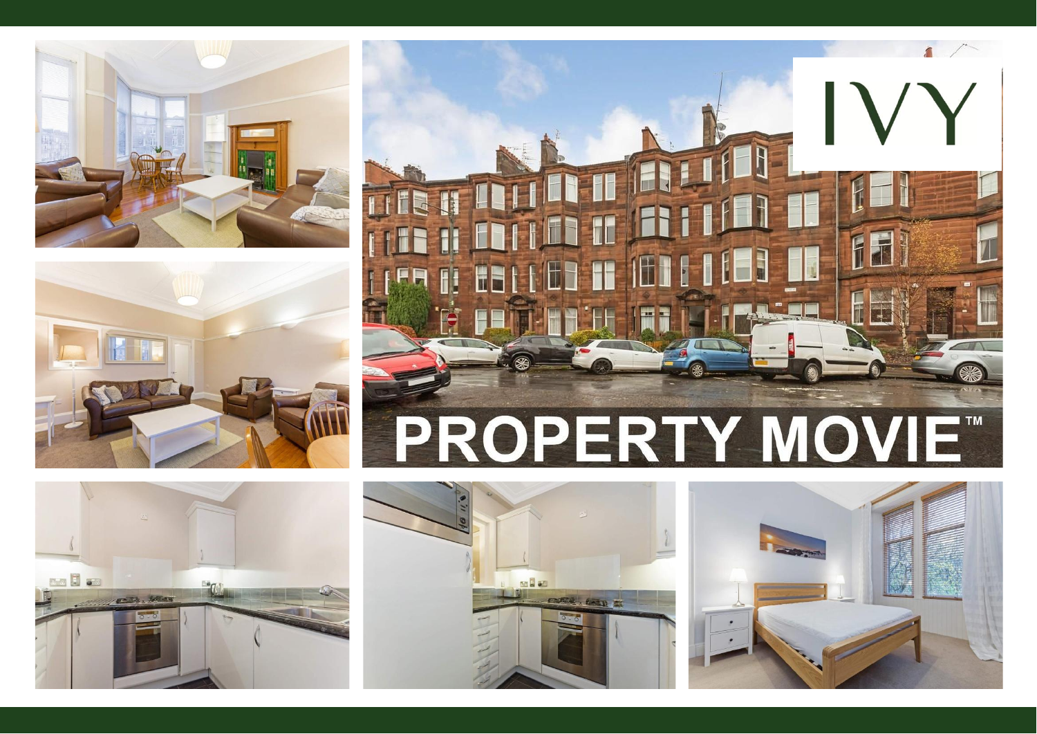IVY

PROPERTY MOVIE™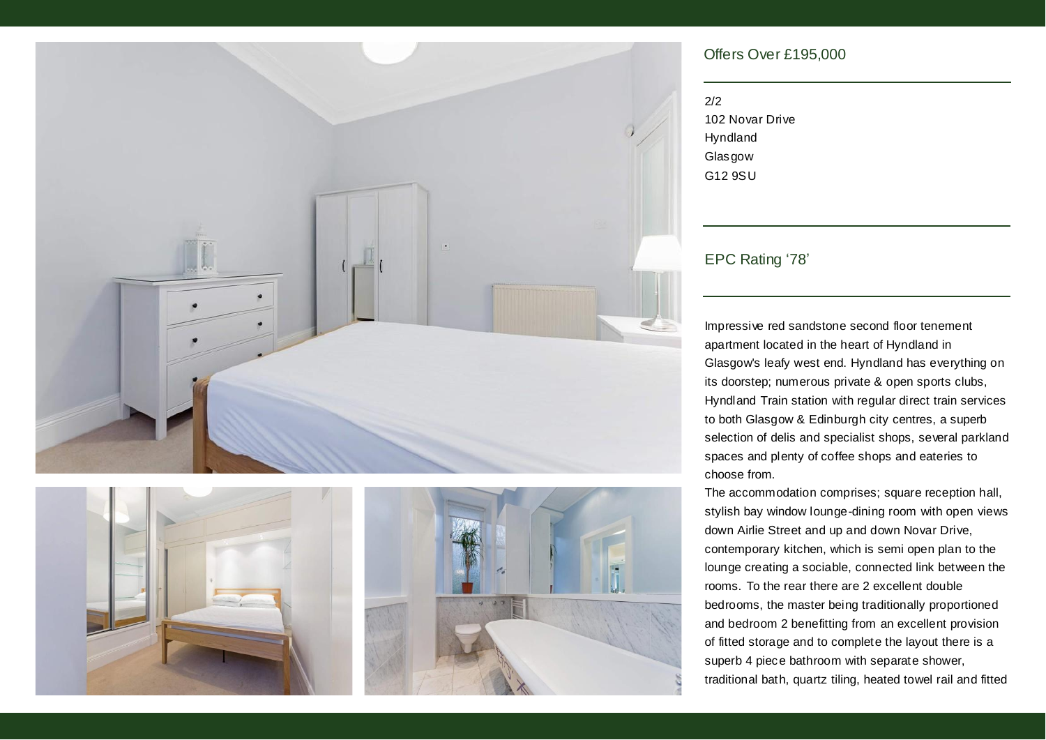Offers Over £195,000

2/2
102 Novar Drive
Hyndland
Glasgow
G12 9SU

EPC Rating '78'

Impressive red sandstone second floor tenement apartment located in the heart of Hyndland in Glasgow's leafy west end. Hyndland has everything on its doorstep; numerous private & open sports clubs, Hyndland Train station with regular direct train services to both Glasgow & Edinburgh city centres, a superb selection of delis and specialist shops, several parkland spaces and plenty of coffee shops and eateries to choose from.

The accommodation comprises; square reception hall, stylish bay window lounge-dining room with open views down Airlie Street and up and down Novar Drive, contemporary kitchen, which is semi open plan to the lounge creating a sociable, connected link between the rooms. To the rear there are 2 excellent double bedrooms, the master being traditionally proportioned and bedroom 2 benefitting from an excellent provision of fitted storage and to complete the layout there is a superb 4 piece bathroom with separate shower, traditional bath, quartz tiling, heated towel rail and fitted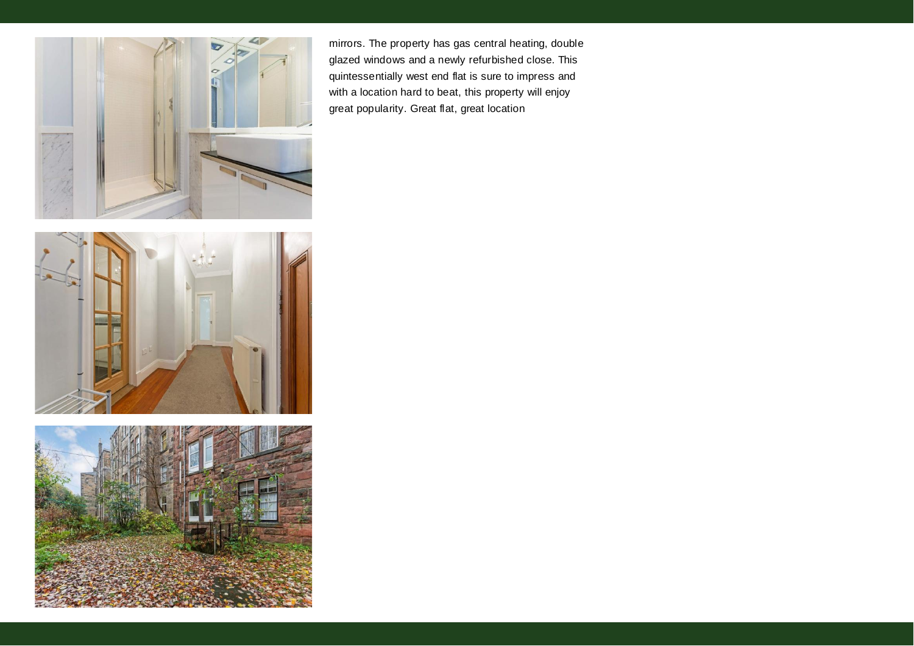mirrors. The property has gas central heating, double glazed windows and a newly refurbished close. This quintessentially west end flat is sure to impress and with a location hard to beat, this property will enjoy great popularity. Great flat, great location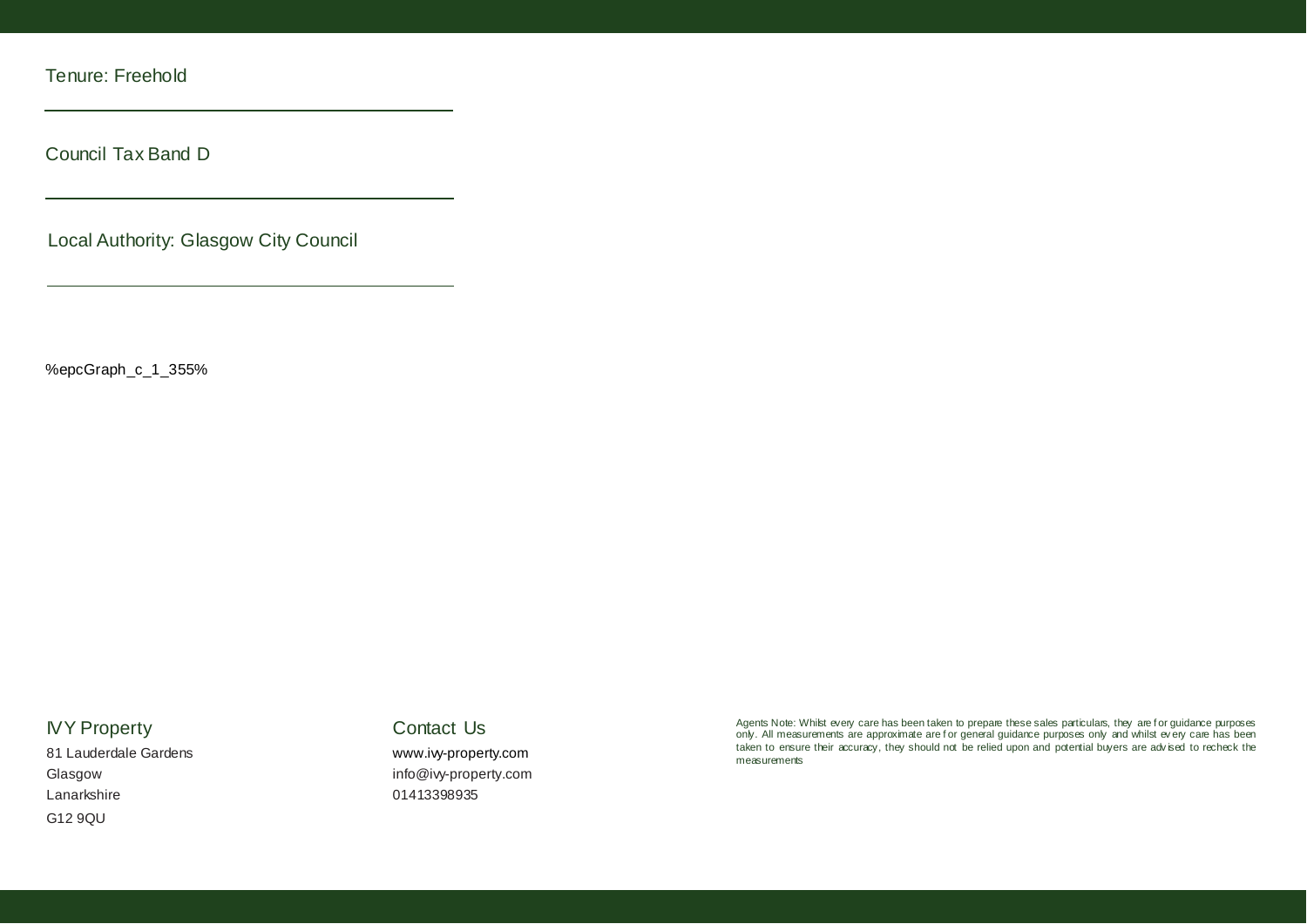Tenure: Freehold

Council Tax Band D

Local Authority: Glasgow City Council

%epcGraph_c_1_355%

## IVY Property

81 Lauderdale Gardens
Glasgow
Lanarkshire
G12 9QU

## Contact Us

www.ivy-property.com
info@ivy-property.com
01413398935

Agents Note: Whilst every care has been taken to prepare these sales particulars, they are for guidance purposes only. All measurements are approximate are for general guidance purposes only and whilst every care has been taken to ensure their accuracy, they should not be relied upon and potential buyers are advised to recheck the measurements